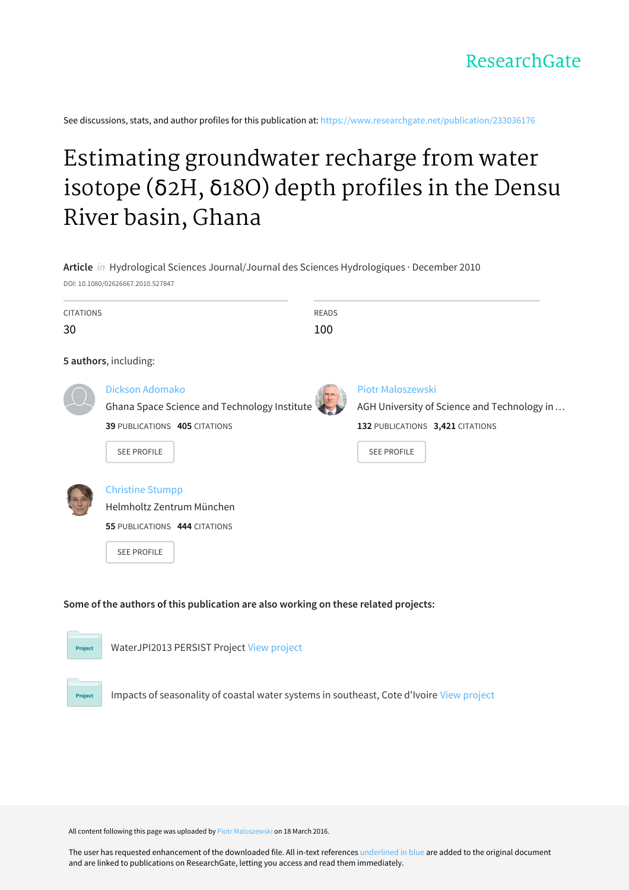ResearchGate

See discussions, stats, and author profiles for this publication at: https://www.researchgate.net/publication/233036176

# Estimating groundwater recharge from water isotope (δ2H, δ18O) depth profiles in the Densu River basin, Ghana

**Article** *in* Hydrological Sciences Journal/Journal des Sciences Hydrologiques · December 2010

DOI: 10.1080/02626667.2010.527847

| CITATIONS | READS |
| --- | --- |
| 30 | 100 |

**5 authors**, including:

**Dickson Adomako**
Ghana Space Science and Technology Institute
**39** PUBLICATIONS **405** CITATIONS
SEE PROFILE

**Piotr Maloszewski**
AGH University of Science and Technology in …
**132** PUBLICATIONS **3,421** CITATIONS
SEE PROFILE

**Christine Stumpp**
Helmholtz Zentrum München
**55** PUBLICATIONS **444** CITATIONS
SEE PROFILE

**Some of the authors of this publication are also working on these related projects:**

Project: WaterJPI2013 PERSIST Project View project

Project: Impacts of seasonality of coastal water systems in southeast, Cote d'Ivoire View project

All content following this page was uploaded by Piotr Maloszewski on 18 March 2016.

The user has requested enhancement of the downloaded file. All in-text references underlined in blue are added to the original document and are linked to publications on ResearchGate, letting you access and read them immediately.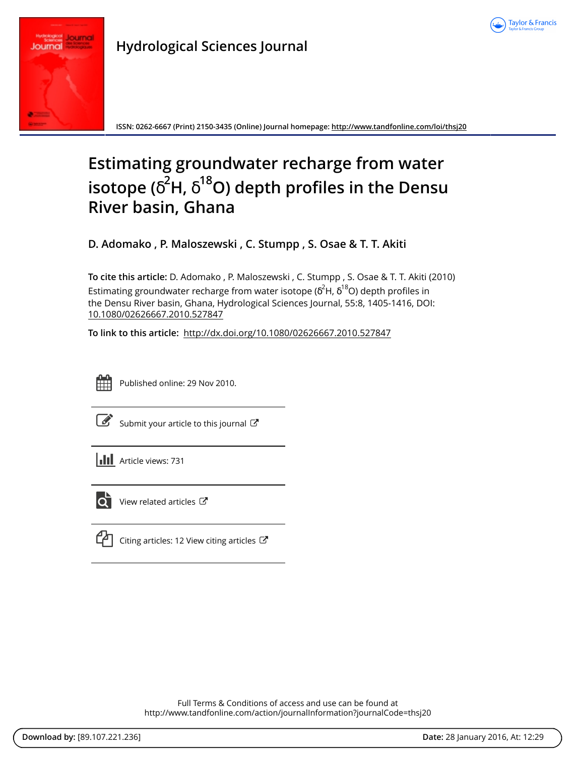# Estimating groundwater recharge from water isotope ($\delta^2H$, $\delta^{18}O$) depth profiles in the Densu River basin, Ghana

**D. Adomako , P. Maloszewski , C. Stumpp , S. Osae & T. T. Akiti**

**To cite this article:** D. Adomako , P. Maloszewski , C. Stumpp , S. Osae & T. T. Akiti (2010) Estimating groundwater recharge from water isotope ($\delta^2H$, $\delta^{18}O$) depth profiles in the Densu River basin, Ghana, Hydrological Sciences Journal, 55:8, 1405-1416, DOI: 10.1080/02626667.2010.527847

**To link to this article:** http://dx.doi.org/10.1080/02626667.2010.527847

Published online: 29 Nov 2010.

Submit your article to this journal

Article views: 731

View related articles

Citing articles: 12 View citing articles

Full Terms & Conditions of access and use can be found at
http://www.tandfonline.com/action/journalInformation?journalCode=thsj20

**Download by:** [89.107.221.236] **Date:** 28 January 2016, At: 12:29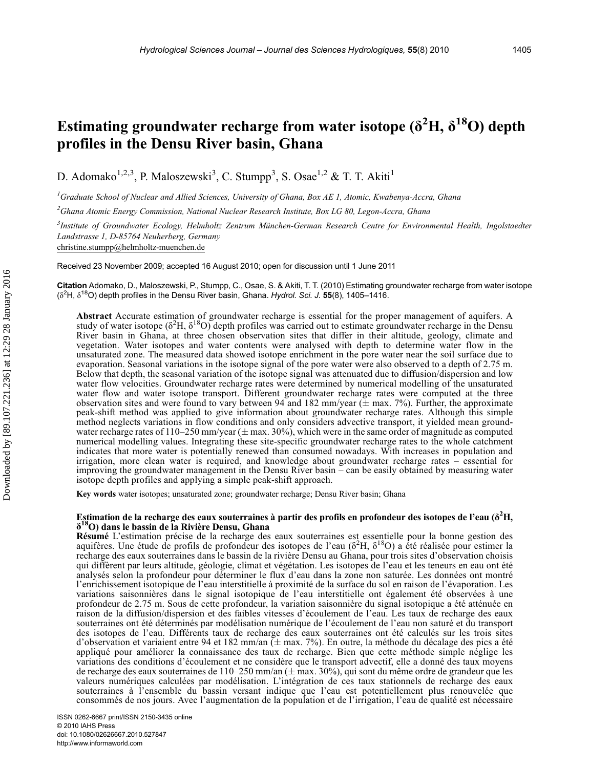# Estimating groundwater recharge from water isotope ($\delta^2H$, $\delta^{18}O$) depth profiles in the Densu River basin, Ghana

D. Adomako[1,2,3], P. Maloszewski[3], C. Stumpp[3], S. Osae[1,2] & T. T. Akiti[1]

[1]*Graduate School of Nuclear and Allied Sciences, University of Ghana, Box AE 1, Atomic, Kwabenya-Accra, Ghana*

[2]*Ghana Atomic Energy Commission, National Nuclear Research Institute, Box LG 80, Legon-Accra, Ghana*

[3]*Institute of Groundwater Ecology, Helmholtz Zentrum München-German Research Centre for Environmental Health, Ingolstaedter Landstrasse 1, D-85764 Neuherberg, Germany*
christine.stumpp@helmholtz-muenchen.de

Received 23 November 2009; accepted 16 August 2010; open for discussion until 1 June 2011

**Citation** Adomako, D., Maloszewski, P., Stumpp, C., Osae, S. & Akiti, T. T. (2010) Estimating groundwater recharge from water isotope ($\delta^2H$, $\delta^{18}O$) depth profiles in the Densu River basin, Ghana. *Hydrol. Sci. J.* **55**(8), 1405–1416.

**Abstract** Accurate estimation of groundwater recharge is essential for the proper management of aquifers. A study of water isotope ($\delta^2H$, $\delta^{18}O$) depth profiles was carried out to estimate groundwater recharge in the Densu River basin in Ghana, at three chosen observation sites that differ in their altitude, geology, climate and vegetation. Water isotopes and water contents were analysed with depth to determine water flow in the unsaturated zone. The measured data showed isotope enrichment in the pore water near the soil surface due to evaporation. Seasonal variations in the isotope signal of the pore water were also observed to a depth of 2.75 m. Below that depth, the seasonal variation of the isotope signal was attenuated due to diffusion/dispersion and low water flow velocities. Groundwater recharge rates were determined by numerical modelling of the unsaturated water flow and water isotope transport. Different groundwater recharge rates were computed at the three observation sites and were found to vary between 94 and 182 mm/year (± max. 7%). Further, the approximate peak-shift method was applied to give information about groundwater recharge rates. Although this simple method neglects variations in flow conditions and only considers advective transport, it yielded mean groundwater recharge rates of 110–250 mm/year (± max. 30%), which were in the same order of magnitude as computed numerical modelling values. Integrating these site-specific groundwater recharge rates to the whole catchment indicates that more water is potentially renewed than consumed nowadays. With increases in population and irrigation, more clean water is required, and knowledge about groundwater recharge rates – essential for improving the groundwater management in the Densu River basin – can be easily obtained by measuring water isotope depth profiles and applying a simple peak-shift approach.

**Key words** water isotopes; unsaturated zone; groundwater recharge; Densu River basin; Ghana

**Estimation de la recharge des eaux souterraines à partir des profils en profondeur des isotopes de l'eau ($\delta^2H$, $\delta^{18}O$) dans le bassin de la Rivière Densu, Ghana**

**Résumé** L'estimation précise de la recharge des eaux souterraines est essentielle pour la bonne gestion des aquifères. Une étude de profils de profondeur des isotopes de l'eau ($\delta^2H$, $\delta^{18}O$) a été réalisée pour estimer la recharge des eaux souterraines dans le bassin de la rivière Densu au Ghana, pour trois sites d'observation choisis qui diffèrent par leurs altitude, géologie, climat et végétation. Les isotopes de l'eau et les teneurs en eau ont été analysés selon la profondeur pour déterminer le flux d'eau dans la zone non saturée. Les données ont montré l'enrichissement isotopique de l'eau interstitielle à proximité de la surface du sol en raison de l'évaporation. Les variations saisonnières dans le signal isotopique de l'eau interstitielle ont également été observées à une profondeur de 2.75 m. Sous de cette profondeur, la variation saisonnière du signal isotopique a été atténuée en raison de la diffusion/dispersion et des faibles vitesses d'écoulement de l'eau. Les taux de recharge des eaux souterraines ont été déterminés par modélisation numérique de l'écoulement de l'eau non saturé et du transport des isotopes de l'eau. Différents taux de recharge des eaux souterraines ont été calculés sur les trois sites d'observation et variaient entre 94 et 182 mm/an (± max. 7%). En outre, la méthode du décalage des pics a été appliqué pour améliorer la connaissance des taux de recharge. Bien que cette méthode simple néglige les variations des conditions d'écoulement et ne considère que le transport advectif, elle a donné des taux moyens de recharge des eaux souterraines de 110–250 mm/an (± max. 30%), qui sont du même ordre de grandeur que les valeurs numériques calculées par modélisation. L'intégration de ces taux stationnels de recharge des eaux souterraines à l'ensemble du bassin versant indique que l'eau est potentiellement plus renouvelée que consommés de nos jours. Avec l'augmentation de la population et de l'irrigation, l'eau de qualité est nécessaire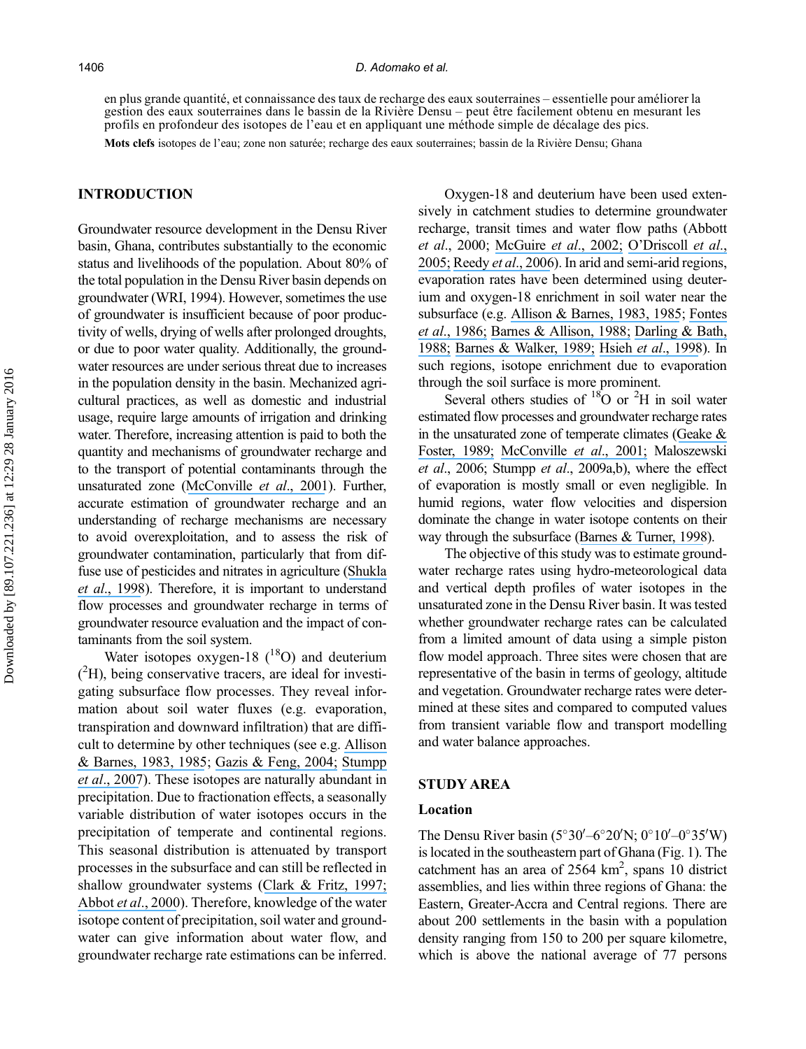en plus grande quantité, et connaissance des taux de recharge des eaux souterraines – essentielle pour améliorer la gestion des eaux souterraines dans le bassin de la Rivière Densu – peut être facilement obtenu en mesurant les profils en profondeur des isotopes de l'eau et en appliquant une méthode simple de décalage des pics.

**Mots clefs** isotopes de l'eau; zone non saturée; recharge des eaux souterraines; bassin de la Rivière Densu; Ghana

## INTRODUCTION

Groundwater resource development in the Densu River basin, Ghana, contributes substantially to the economic status and livelihoods of the population. About 80% of the total population in the Densu River basin depends on groundwater (WRI, 1994). However, sometimes the use of groundwater is insufficient because of poor productivity of wells, drying of wells after prolonged droughts, or due to poor water quality. Additionally, the groundwater resources are under serious threat due to increases in the population density in the basin. Mechanized agricultural practices, as well as domestic and industrial usage, require large amounts of irrigation and drinking water. Therefore, increasing attention is paid to both the quantity and mechanisms of groundwater recharge and to the transport of potential contaminants through the unsaturated zone (McConville *et al*., 2001). Further, accurate estimation of groundwater recharge and an understanding of recharge mechanisms are necessary to avoid overexploitation, and to assess the risk of groundwater contamination, particularly that from diffuse use of pesticides and nitrates in agriculture (Shukla *et al*., 1998). Therefore, it is important to understand flow processes and groundwater recharge in terms of groundwater resource evaluation and the impact of contaminants from the soil system.

Water isotopes oxygen-18 ($^{18}$O) and deuterium ($^{2}$H), being conservative tracers, are ideal for investigating subsurface flow processes. They reveal information about soil water fluxes (e.g. evaporation, transpiration and downward infiltration) that are difficult to determine by other techniques (see e.g. Allison & Barnes, 1983, 1985; Gazis & Feng, 2004; Stumpp *et al*., 2007). These isotopes are naturally abundant in precipitation. Due to fractionation effects, a seasonally variable distribution of water isotopes occurs in the precipitation of temperate and continental regions. This seasonal distribution is attenuated by transport processes in the subsurface and can still be reflected in shallow groundwater systems (Clark & Fritz, 1997; Abbot *et al*., 2000). Therefore, knowledge of the water isotope content of precipitation, soil water and groundwater can give information about water flow, and groundwater recharge rate estimations can be inferred.

Oxygen-18 and deuterium have been used extensively in catchment studies to determine groundwater recharge, transit times and water flow paths (Abbott *et al*., 2000; McGuire *et al*., 2002; O'Driscoll *et al*., 2005; Reedy *et al*., 2006). In arid and semi-arid regions, evaporation rates have been determined using deuterium and oxygen-18 enrichment in soil water near the subsurface (e.g. Allison & Barnes, 1983, 1985; Fontes *et al*., 1986; Barnes & Allison, 1988; Darling & Bath, 1988; Barnes & Walker, 1989; Hsieh *et al*., 1998). In such regions, isotope enrichment due to evaporation through the soil surface is more prominent.

Several others studies of $^{18}$O or $^{2}$H in soil water estimated flow processes and groundwater recharge rates in the unsaturated zone of temperate climates (Geake & Foster, 1989; McConville *et al*., 2001; Maloszewski *et al*., 2006; Stumpp *et al*., 2009a,b), where the effect of evaporation is mostly small or even negligible. In humid regions, water flow velocities and dispersion dominate the change in water isotope contents on their way through the subsurface (Barnes & Turner, 1998).

The objective of this study was to estimate groundwater recharge rates using hydro-meteorological data and vertical depth profiles of water isotopes in the unsaturated zone in the Densu River basin. It was tested whether groundwater recharge rates can be calculated from a limited amount of data using a simple piston flow model approach. Three sites were chosen that are representative of the basin in terms of geology, altitude and vegetation. Groundwater recharge rates were determined at these sites and compared to computed values from transient variable flow and transport modelling and water balance approaches.

## STUDY AREA

### Location

The Densu River basin (5°30′–6°20′N; 0°10′–0°35′W) is located in the southeastern part of Ghana (Fig. 1). The catchment has an area of 2564 km$^{2}$, spans 10 district assemblies, and lies within three regions of Ghana: the Eastern, Greater-Accra and Central regions. There are about 200 settlements in the basin with a population density ranging from 150 to 200 per square kilometre, which is above the national average of 77 persons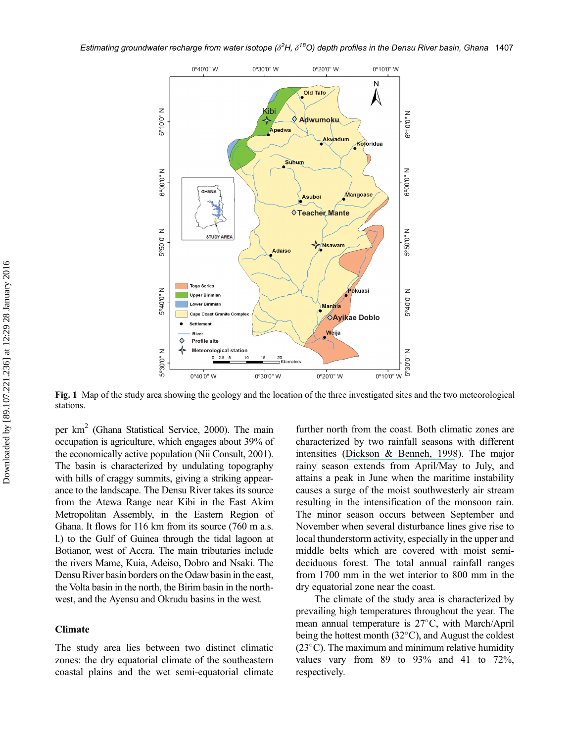**Fig. 1** Map of the study area showing the geology and the location of the three investigated sites and the two meteorological stations.

per km$^2$ (Ghana Statistical Service, 2000). The main occupation is agriculture, which engages about 39% of the economically active population (Nii Consult, 2001). The basin is characterized by undulating topography with hills of craggy summits, giving a striking appearance to the landscape. The Densu River takes its source from the Atewa Range near Kibi in the East Akim Metropolitan Assembly, in the Eastern Region of Ghana. It flows for 116 km from its source (760 m a.s.l.) to the Gulf of Guinea through the tidal lagoon at Botianor, west of Accra. The main tributaries include the rivers Mame, Kuia, Adeiso, Dobro and Nsaki. The Densu River basin borders on the Odaw basin in the east, the Volta basin in the north, the Birim basin in the northwest, and the Ayensu and Okrudu basins in the west.

## Climate

The study area lies between two distinct climatic zones: the dry equatorial climate of the southeastern coastal plains and the wet semi-equatorial climate further north from the coast. Both climatic zones are characterized by two rainfall seasons with different intensities (Dickson & Benneh, 1998). The major rainy season extends from April/May to July, and attains a peak in June when the maritime instability causes a surge of the moist southwesterly air stream resulting in the intensification of the monsoon rain. The minor season occurs between September and November when several disturbance lines give rise to local thunderstorm activity, especially in the upper and middle belts which are covered with moist semi-deciduous forest. The total annual rainfall ranges from 1700 mm in the wet interior to 800 mm in the dry equatorial zone near the coast.

The climate of the study area is characterized by prevailing high temperatures throughout the year. The mean annual temperature is 27°C, with March/April being the hottest month (32°C), and August the coldest (23°C). The maximum and minimum relative humidity values vary from 89 to 93% and 41 to 72%, respectively.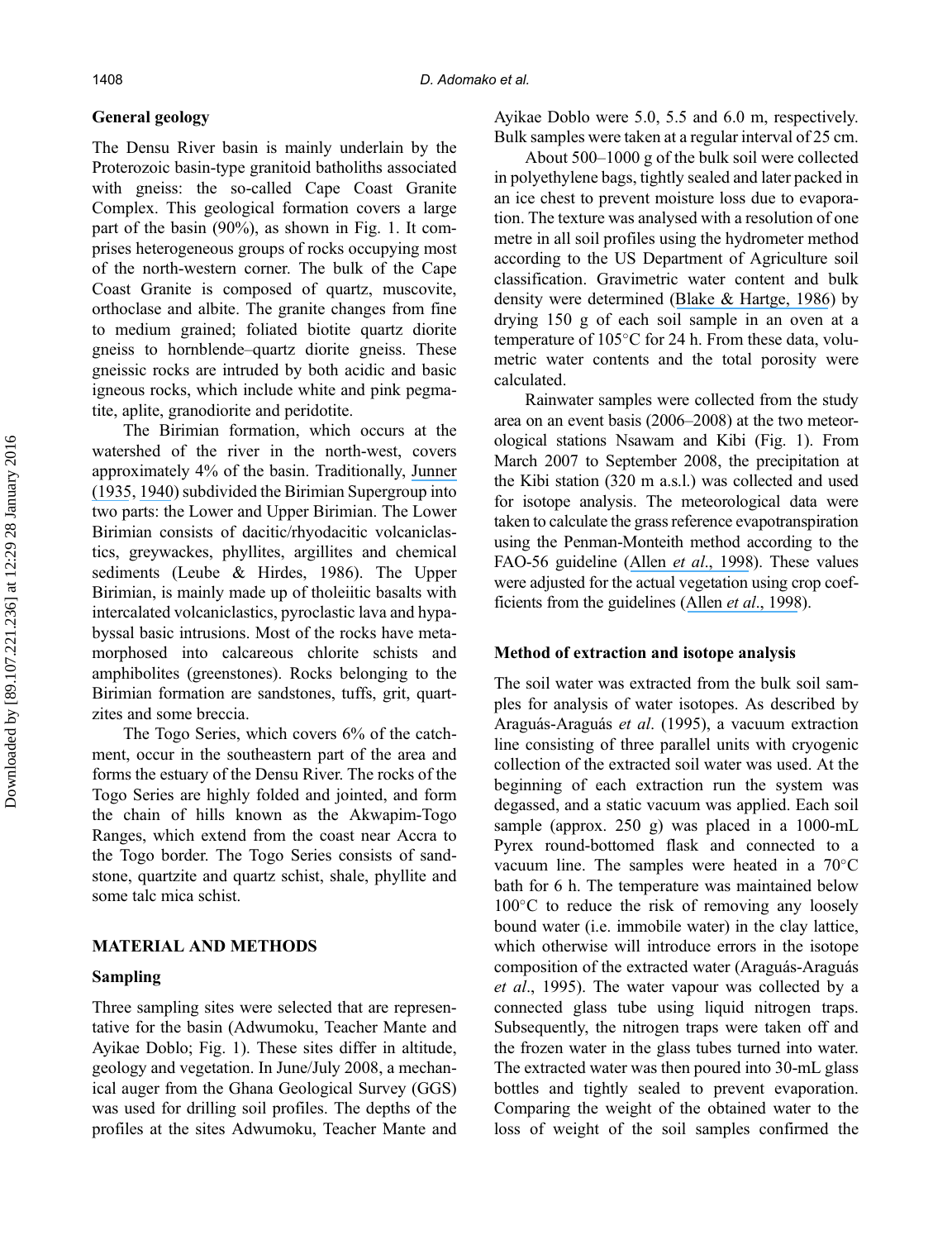## General geology

The Densu River basin is mainly underlain by the Proterozoic basin-type granitoid batholiths associated with gneiss: the so-called Cape Coast Granite Complex. This geological formation covers a large part of the basin (90%), as shown in Fig. 1. It comprises heterogeneous groups of rocks occupying most of the north-western corner. The bulk of the Cape Coast Granite is composed of quartz, muscovite, orthoclase and albite. The granite changes from fine to medium grained; foliated biotite quartz diorite gneiss to hornblende–quartz diorite gneiss. These gneissic rocks are intruded by both acidic and basic igneous rocks, which include white and pink pegmatite, aplite, granodiorite and peridotite.

The Birimian formation, which occurs at the watershed of the river in the north-west, covers approximately 4% of the basin. Traditionally, Junner (1935, 1940) subdivided the Birimian Supergroup into two parts: the Lower and Upper Birimian. The Lower Birimian consists of dacitic/rhyodacitic volcaniclastics, greywackes, phyllites, argillites and chemical sediments (Leube & Hirdes, 1986). The Upper Birimian, is mainly made up of tholeiitic basalts with intercalated volcaniclastics, pyroclastic lava and hypabyssal basic intrusions. Most of the rocks have metamorphosed into calcareous chlorite schists and amphibolites (greenstones). Rocks belonging to the Birimian formation are sandstones, tuffs, grit, quartzites and some breccia.

The Togo Series, which covers 6% of the catchment, occur in the southeastern part of the area and forms the estuary of the Densu River. The rocks of the Togo Series are highly folded and jointed, and form the chain of hills known as the Akwapim-Togo Ranges, which extend from the coast near Accra to the Togo border. The Togo Series consists of sandstone, quartzite and quartz schist, shale, phyllite and some talc mica schist.

## MATERIAL AND METHODS

### Sampling

Three sampling sites were selected that are representative for the basin (Adwumoku, Teacher Mante and Ayikae Doblo; Fig. 1). These sites differ in altitude, geology and vegetation. In June/July 2008, a mechanical auger from the Ghana Geological Survey (GGS) was used for drilling soil profiles. The depths of the profiles at the sites Adwumoku, Teacher Mante and Ayikae Doblo were 5.0, 5.5 and 6.0 m, respectively. Bulk samples were taken at a regular interval of 25 cm.

About 500–1000 g of the bulk soil were collected in polyethylene bags, tightly sealed and later packed in an ice chest to prevent moisture loss due to evaporation. The texture was analysed with a resolution of one metre in all soil profiles using the hydrometer method according to the US Department of Agriculture soil classification. Gravimetric water content and bulk density were determined (Blake & Hartge, 1986) by drying 150 g of each soil sample in an oven at a temperature of 105°C for 24 h. From these data, volumetric water contents and the total porosity were calculated.

Rainwater samples were collected from the study area on an event basis (2006–2008) at the two meteorological stations Nsawam and Kibi (Fig. 1). From March 2007 to September 2008, the precipitation at the Kibi station (320 m a.s.l.) was collected and used for isotope analysis. The meteorological data were taken to calculate the grass reference evapotranspiration using the Penman-Monteith method according to the FAO-56 guideline (Allen *et al*., 1998). These values were adjusted for the actual vegetation using crop coefficients from the guidelines (Allen *et al*., 1998).

### Method of extraction and isotope analysis

The soil water was extracted from the bulk soil samples for analysis of water isotopes. As described by Araguás-Araguás *et al*. (1995), a vacuum extraction line consisting of three parallel units with cryogenic collection of the extracted soil water was used. At the beginning of each extraction run the system was degassed, and a static vacuum was applied. Each soil sample (approx. 250 g) was placed in a 1000-mL Pyrex round-bottomed flask and connected to a vacuum line. The samples were heated in a 70°C bath for 6 h. The temperature was maintained below 100°C to reduce the risk of removing any loosely bound water (i.e. immobile water) in the clay lattice, which otherwise will introduce errors in the isotope composition of the extracted water (Araguás-Araguás *et al*., 1995). The water vapour was collected by a connected glass tube using liquid nitrogen traps. Subsequently, the nitrogen traps were taken off and the frozen water in the glass tubes turned into water. The extracted water was then poured into 30-mL glass bottles and tightly sealed to prevent evaporation. Comparing the weight of the obtained water to the loss of weight of the soil samples confirmed the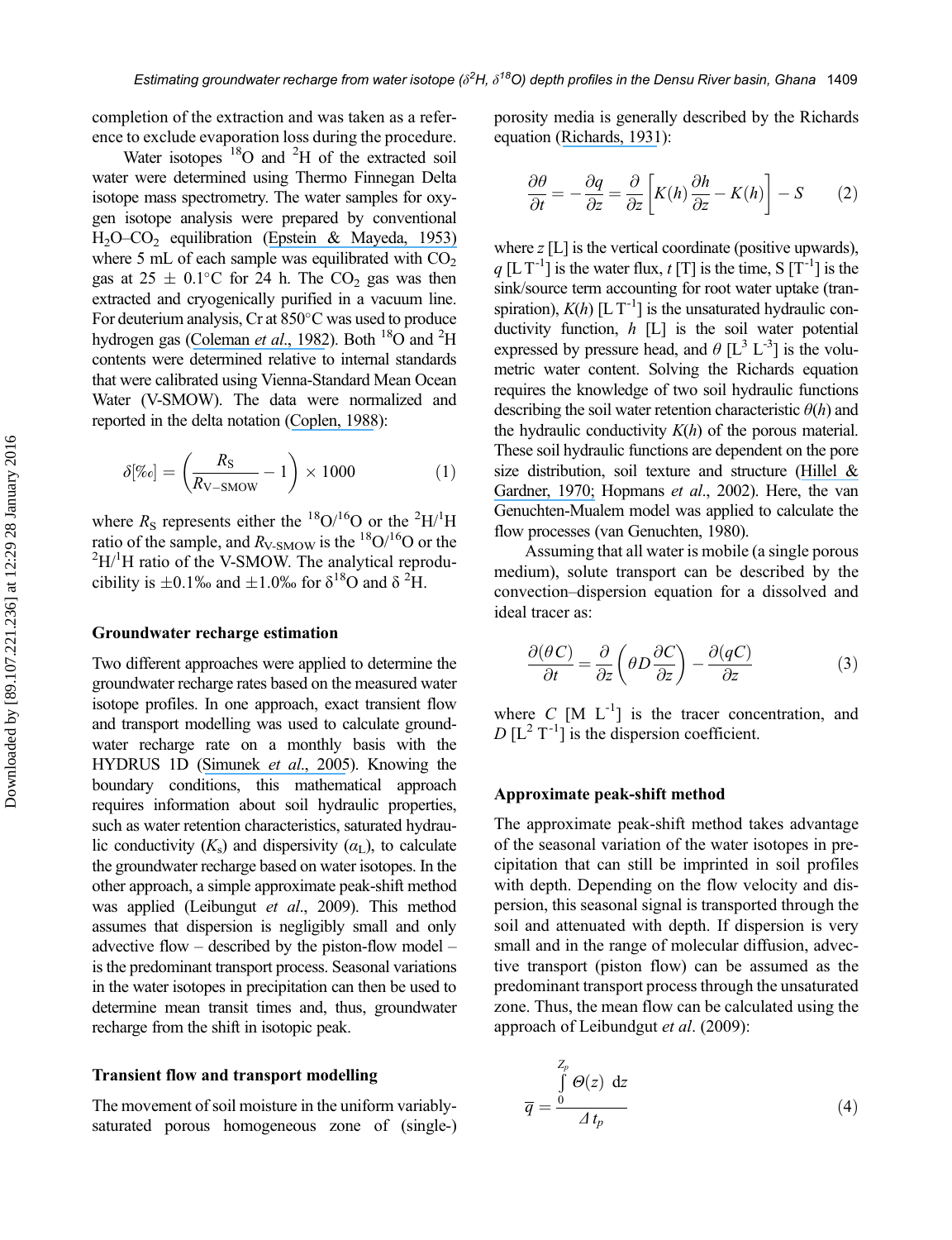completion of the extraction and was taken as a reference to exclude evaporation loss during the procedure.

Water isotopes $^{18}O$ and $^{2}H$ of the extracted soil water were determined using Thermo Finnegan Delta isotope mass spectrometry. The water samples for oxygen isotope analysis were prepared by conventional $H_2O$–$CO_2$ equilibration (Epstein & Mayeda, 1953) where 5 mL of each sample was equilibrated with $CO_2$ gas at 25 ± 0.1°C for 24 h. The $CO_2$ gas was then extracted and cryogenically purified in a vacuum line. For deuterium analysis, Cr at 850°C was used to produce hydrogen gas (Coleman *et al*., 1982). Both $^{18}O$ and $^{2}H$ contents were determined relative to internal standards that were calibrated using Vienna-Standard Mean Ocean Water (V-SMOW). The data were normalized and reported in the delta notation (Coplen, 1988):

$$\delta[‰] = \left(\frac{R_S}{R_{V-SMOW}} - 1\right) \times 1000 \qquad (1)$$

where $R_S$ represents either the $^{18}O/^{16}O$ or the $^{2}H/^{1}H$ ratio of the sample, and $R_{V\text{-}SMOW}$ is the $^{18}O/^{16}O$ or the $^{2}H/^{1}H$ ratio of the V-SMOW. The analytical reproducibility is ±0.1‰ and ±1.0‰ for $\delta^{18}O$ and $\delta\,^{2}H$.

## Groundwater recharge estimation

Two different approaches were applied to determine the groundwater recharge rates based on the measured water isotope profiles. In one approach, exact transient flow and transport modelling was used to calculate groundwater recharge rate on a monthly basis with the HYDRUS 1D (Simunek *et al*., 2005). Knowing the boundary conditions, this mathematical approach requires information about soil hydraulic properties, such as water retention characteristics, saturated hydraulic conductivity ($K_s$) and dispersivity ($\alpha_L$), to calculate the groundwater recharge based on water isotopes. In the other approach, a simple approximate peak-shift method was applied (Leibungut *et al*., 2009). This method assumes that dispersion is negligibly small and only advective flow – described by the piston-flow model – is the predominant transport process. Seasonal variations in the water isotopes in precipitation can then be used to determine mean transit times and, thus, groundwater recharge from the shift in isotopic peak.

## Transient flow and transport modelling

The movement of soil moisture in the uniform variably-saturated porous homogeneous zone of (single-) porosity media is generally described by the Richards equation (Richards, 1931):

$$\frac{\partial\theta}{\partial t} = -\frac{\partial q}{\partial z} = \frac{\partial}{\partial z}\left[K(h)\frac{\partial h}{\partial z} - K(h)\right] - S \qquad (2)$$

where $z$ [L] is the vertical coordinate (positive upwards), $q$ [L T$^{-1}$] is the water flux, $t$ [T] is the time, S [T$^{-1}$] is the sink/source term accounting for root water uptake (transpiration), $K(h)$ [L T$^{-1}$] is the unsaturated hydraulic conductivity function, $h$ [L] is the soil water potential expressed by pressure head, and $\theta$ [L$^3$ L$^{-3}$] is the volumetric water content. Solving the Richards equation requires the knowledge of two soil hydraulic functions describing the soil water retention characteristic $\theta(h)$ and the hydraulic conductivity $K(h)$ of the porous material. These soil hydraulic functions are dependent on the pore size distribution, soil texture and structure (Hillel & Gardner, 1970; Hopmans *et al*., 2002). Here, the van Genuchten-Mualem model was applied to calculate the flow processes (van Genuchten, 1980).

Assuming that all water is mobile (a single porous medium), solute transport can be described by the convection–dispersion equation for a dissolved and ideal tracer as:

$$\frac{\partial(\theta C)}{\partial t} = \frac{\partial}{\partial z}\left(\theta D\frac{\partial C}{\partial z}\right) - \frac{\partial(qC)}{\partial z} \qquad (3)$$

where $C$ [M L$^{-1}$] is the tracer concentration, and $D$ [L$^2$ T$^{-1}$] is the dispersion coefficient.

## Approximate peak-shift method

The approximate peak-shift method takes advantage of the seasonal variation of the water isotopes in precipitation that can still be imprinted in soil profiles with depth. Depending on the flow velocity and dispersion, this seasonal signal is transported through the soil and attenuated with depth. If dispersion is very small and in the range of molecular diffusion, advective transport (piston flow) can be assumed as the predominant transport process through the unsaturated zone. Thus, the mean flow can be calculated using the approach of Leibundgut *et al*. (2009):

$$\bar{q} = \frac{\int_0^{Z_p} \Theta(z)\ \mathrm{d}z}{\Delta t_p} \qquad (4)$$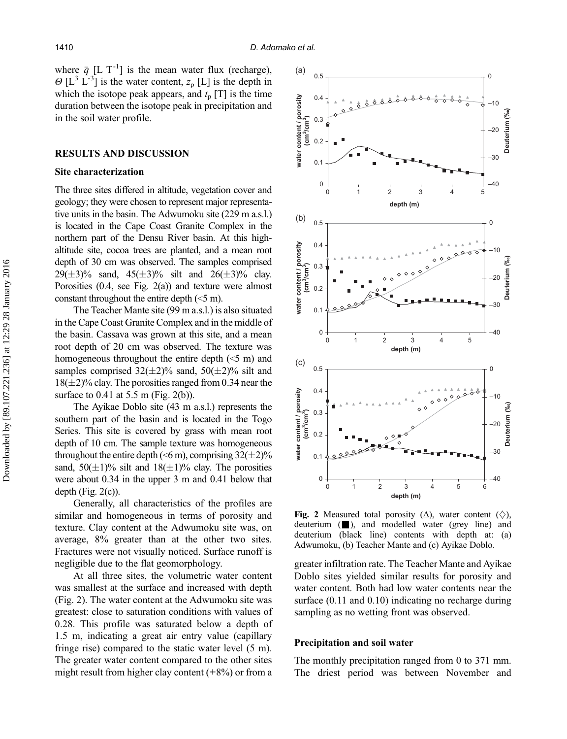where $\bar{q}$ [L T$^{-1}$] is the mean water flux (recharge), $\Theta$ [L$^3$ L$^{-3}$] is the water content, $z_p$ [L] is the depth in which the isotope peak appears, and $t_p$ [T] is the time duration between the isotope peak in precipitation and in the soil water profile.

## RESULTS AND DISCUSSION

### Site characterization

The three sites differed in altitude, vegetation cover and geology; they were chosen to represent major representative units in the basin. The Adwumoku site (229 m a.s.l.) is located in the Cape Coast Granite Complex in the northern part of the Densu River basin. At this high-altitude site, cocoa trees are planted, and a mean root depth of 30 cm was observed. The samples comprised 29(±3)% sand, 45(±3)% silt and 26(±3)% clay. Porosities (0.4, see Fig. 2(a)) and texture were almost constant throughout the entire depth (<5 m).

The Teacher Mante site (99 m a.s.l.) is also situated in the Cape Coast Granite Complex and in the middle of the basin. Cassava was grown at this site, and a mean root depth of 20 cm was observed. The texture was homogeneous throughout the entire depth (<5 m) and samples comprised 32(±2)% sand, 50(±2)% silt and 18(±2)% clay. The porosities ranged from 0.34 near the surface to 0.41 at 5.5 m (Fig. 2(b)).

The Ayikae Doblo site (43 m a.s.l.) represents the southern part of the basin and is located in the Togo Series. This site is covered by grass with mean root depth of 10 cm. The sample texture was homogeneous throughout the entire depth (<6 m), comprising 32(±2)% sand, 50(±1)% silt and 18(±1)% clay. The porosities were about 0.34 in the upper 3 m and 0.41 below that depth (Fig. 2(c)).

Generally, all characteristics of the profiles are similar and homogeneous in terms of porosity and texture. Clay content at the Adwumoku site was, on average, 8% greater than at the other two sites. Fractures were not visually noticed. Surface runoff is negligible due to the flat geomorphology.

At all three sites, the volumetric water content was smallest at the surface and increased with depth (Fig. 2). The water content at the Adwumoku site was greatest: close to saturation conditions with values of 0.28. This profile was saturated below a depth of 1.5 m, indicating a great air entry value (capillary fringe rise) compared to the static water level (5 m). The greater water content compared to the other sites might result from higher clay content (+8%) or from a greater infiltration rate. The Teacher Mante and Ayikae Doblo sites yielded similar results for porosity and water content. Both had low water contents near the surface (0.11 and 0.10) indicating no recharge during sampling as no wetting front was observed.

**Fig. 2** Measured total porosity (Δ), water content (◇), deuterium (■), and modelled water (grey line) and deuterium (black line) contents with depth at: (a) Adwumoku, (b) Teacher Mante and (c) Ayikae Doblo.

### Precipitation and soil water

The monthly precipitation ranged from 0 to 371 mm. The driest period was between November and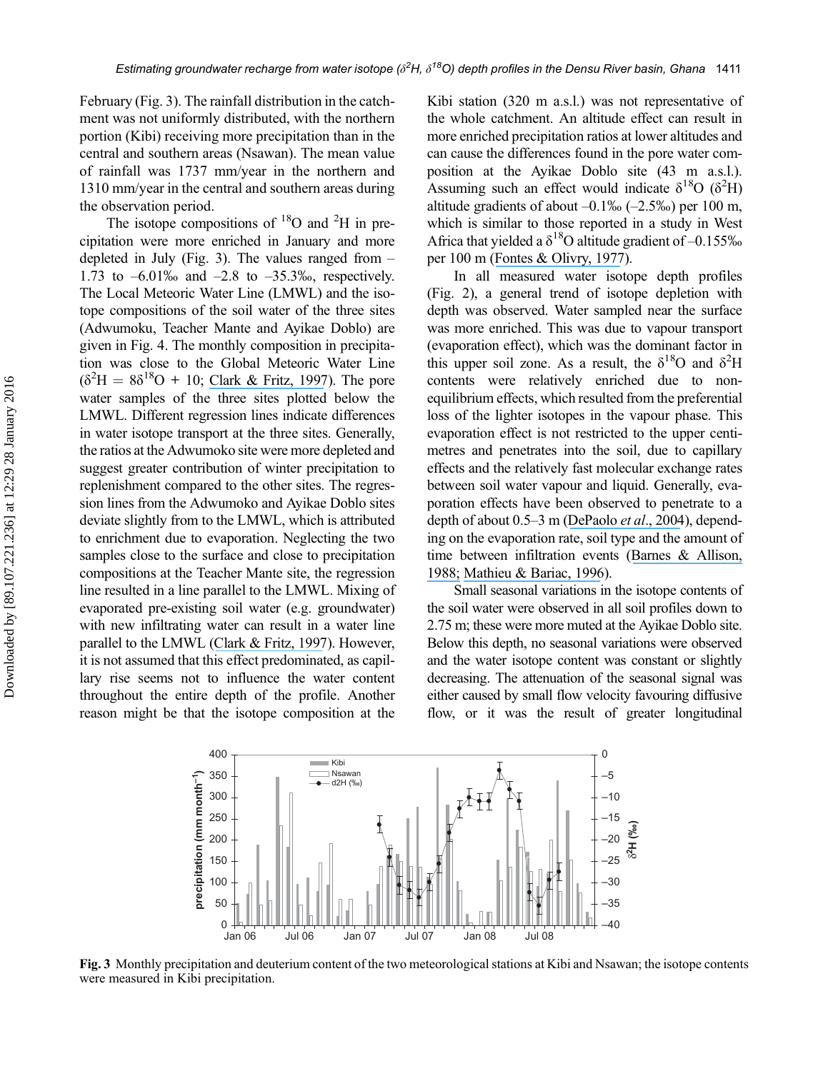February (Fig. 3). The rainfall distribution in the catchment was not uniformly distributed, with the northern portion (Kibi) receiving more precipitation than in the central and southern areas (Nsawan). The mean value of rainfall was 1737 mm/year in the northern and 1310 mm/year in the central and southern areas during the observation period.

The isotope compositions of $^{18}$O and $^{2}$H in precipitation were more enriched in January and more depleted in July (Fig. 3). The values ranged from –1.73 to –6.01‰ and –2.8 to –35.3‰, respectively. The Local Meteoric Water Line (LMWL) and the isotope compositions of the soil water of the three sites (Adwumoku, Teacher Mante and Ayikae Doblo) are given in Fig. 4. The monthly composition in precipitation was close to the Global Meteoric Water Line ($\delta^2H = 8\delta^{18}O + 10$; Clark & Fritz, 1997). The pore water samples of the three sites plotted below the LMWL. Different regression lines indicate differences in water isotope transport at the three sites. Generally, the ratios at the Adwumoko site were more depleted and suggest greater contribution of winter precipitation to replenishment compared to the other sites. The regression lines from the Adwumoko and Ayikae Doblo sites deviate slightly from to the LMWL, which is attributed to enrichment due to evaporation. Neglecting the two samples close to the surface and close to precipitation compositions at the Teacher Mante site, the regression line resulted in a line parallel to the LMWL. Mixing of evaporated pre-existing soil water (e.g. groundwater) with new infiltrating water can result in a water line parallel to the LMWL (Clark & Fritz, 1997). However, it is not assumed that this effect predominated, as capillary rise seems not to influence the water content throughout the entire depth of the profile. Another reason might be that the isotope composition at the Kibi station (320 m a.s.l.) was not representative of the whole catchment. An altitude effect can result in more enriched precipitation ratios at lower altitudes and can cause the differences found in the pore water composition at the Ayikae Doblo site (43 m a.s.l.). Assuming such an effect would indicate $\delta^{18}$O ($\delta^2$H) altitude gradients of about –0.1‰ (–2.5‰) per 100 m, which is similar to those reported in a study in West Africa that yielded a $\delta^{18}$O altitude gradient of –0.155‰ per 100 m (Fontes & Olivry, 1977).

In all measured water isotope depth profiles (Fig. 2), a general trend of isotope depletion with depth was observed. Water sampled near the surface was more enriched. This was due to vapour transport (evaporation effect), which was the dominant factor in this upper soil zone. As a result, the $\delta^{18}$O and $\delta^2$H contents were relatively enriched due to non-equilibrium effects, which resulted from the preferential loss of the lighter isotopes in the vapour phase. This evaporation effect is not restricted to the upper centimetres and penetrates into the soil, due to capillary effects and the relatively fast molecular exchange rates between soil water vapour and liquid. Generally, evaporation effects have been observed to penetrate to a depth of about 0.5–3 m (DePaolo *et al*., 2004), depending on the evaporation rate, soil type and the amount of time between infiltration events (Barnes & Allison, 1988; Mathieu & Bariac, 1996).

Small seasonal variations in the isotope contents of the soil water were observed in all soil profiles down to 2.75 m; these were more muted at the Ayikae Doblo site. Below this depth, no seasonal variations were observed and the water isotope content was constant or slightly decreasing. The attenuation of the seasonal signal was either caused by small flow velocity favouring diffusive flow, or it was the result of greater longitudinal

**Fig. 3** Monthly precipitation and deuterium content of the two meteorological stations at Kibi and Nsawan; the isotope contents were measured in Kibi precipitation.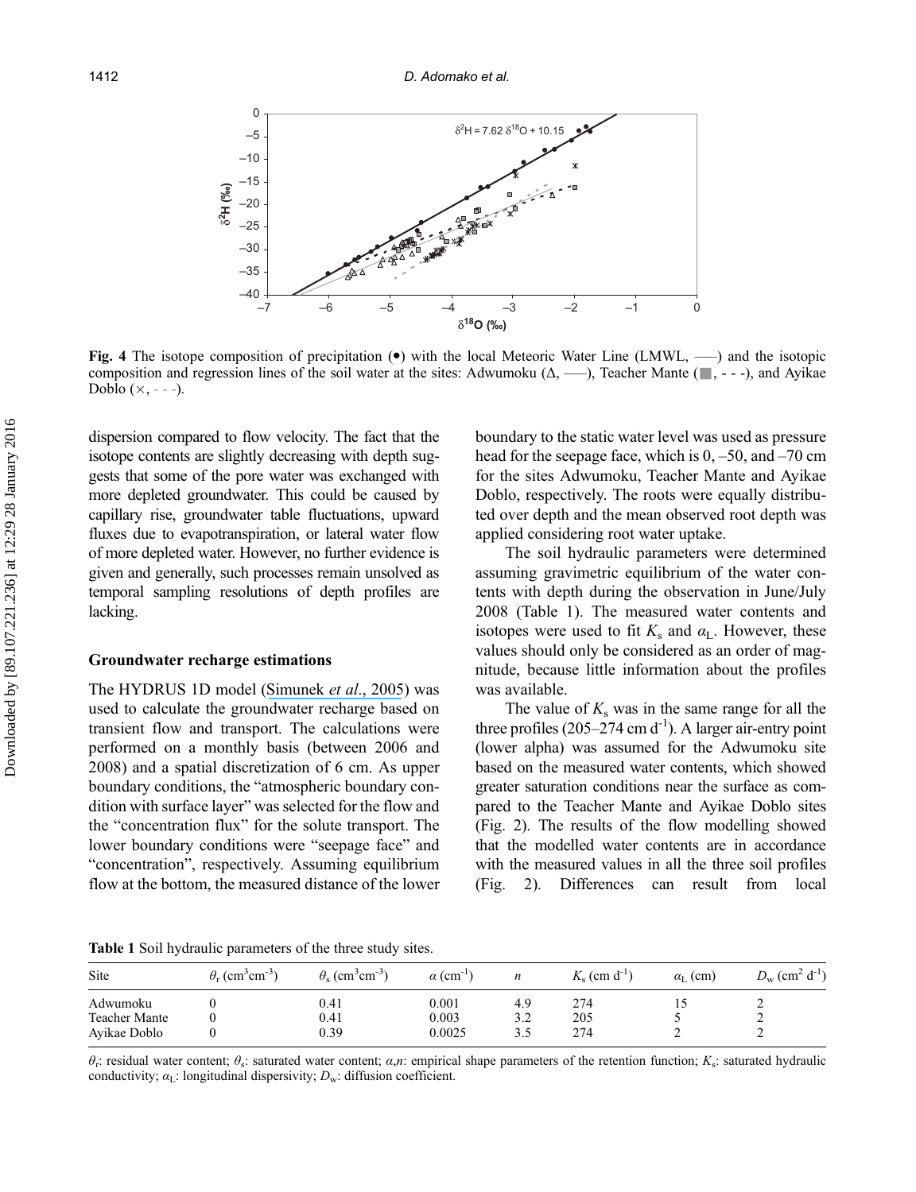**Fig. 4** The isotope composition of precipitation (•) with the local Meteoric Water Line (LMWL, ——) and the isotopic composition and regression lines of the soil water at the sites: Adwumoku (Δ, ——), Teacher Mante (■, - - -), and Ayikae Doblo (×, - - -).

dispersion compared to flow velocity. The fact that the isotope contents are slightly decreasing with depth suggests that some of the pore water was exchanged with more depleted groundwater. This could be caused by capillary rise, groundwater table fluctuations, upward fluxes due to evapotranspiration, or lateral water flow of more depleted water. However, no further evidence is given and generally, such processes remain unsolved as temporal sampling resolutions of depth profiles are lacking.

### Groundwater recharge estimations

The HYDRUS 1D model (Simunek *et al*., 2005) was used to calculate the groundwater recharge based on transient flow and transport. The calculations were performed on a monthly basis (between 2006 and 2008) and a spatial discretization of 6 cm. As upper boundary conditions, the "atmospheric boundary condition with surface layer" was selected for the flow and the "concentration flux" for the solute transport. The lower boundary conditions were "seepage face" and "concentration", respectively. Assuming equilibrium flow at the bottom, the measured distance of the lower boundary to the static water level was used as pressure head for the seepage face, which is 0, –50, and –70 cm for the sites Adwumoku, Teacher Mante and Ayikae Doblo, respectively. The roots were equally distributed over depth and the mean observed root depth was applied considering root water uptake.

The soil hydraulic parameters were determined assuming gravimetric equilibrium of the water contents with depth during the observation in June/July 2008 (Table 1). The measured water contents and isotopes were used to fit $K_s$ and $\alpha_L$. However, these values should only be considered as an order of magnitude, because little information about the profiles was available.

The value of $K_s$ was in the same range for all the three profiles (205–274 cm d$^{-1}$). A larger air-entry point (lower alpha) was assumed for the Adwumoku site based on the measured water contents, which showed greater saturation conditions near the surface as compared to the Teacher Mante and Ayikae Doblo sites (Fig. 2). The results of the flow modelling showed that the modelled water contents are in accordance with the measured values in all the three soil profiles (Fig. 2). Differences can result from local

**Table 1** Soil hydraulic parameters of the three study sites.

| Site | $\theta_r$ (cm$^3$cm$^{-3}$) | $\theta_s$ (cm$^3$cm$^{-3}$) | $\alpha$ (cm$^{-1}$) | $n$ | $K_s$ (cm d$^{-1}$) | $\alpha_L$ (cm) | $D_w$ (cm$^2$ d$^{-1}$) |
|---|---|---|---|---|---|---|---|
| Adwumoku | 0 | 0.41 | 0.001 | 4.9 | 274 | 15 | 2 |
| Teacher Mante | 0 | 0.41 | 0.003 | 3.2 | 205 | 5 | 2 |
| Ayikae Doblo | 0 | 0.39 | 0.0025 | 3.5 | 274 | 2 | 2 |

$\theta_r$: residual water content; $\theta_s$: saturated water content; $\alpha$,$n$: empirical shape parameters of the retention function; $K_s$: saturated hydraulic conductivity; $\alpha_L$: longitudinal dispersivity; $D_w$: diffusion coefficient.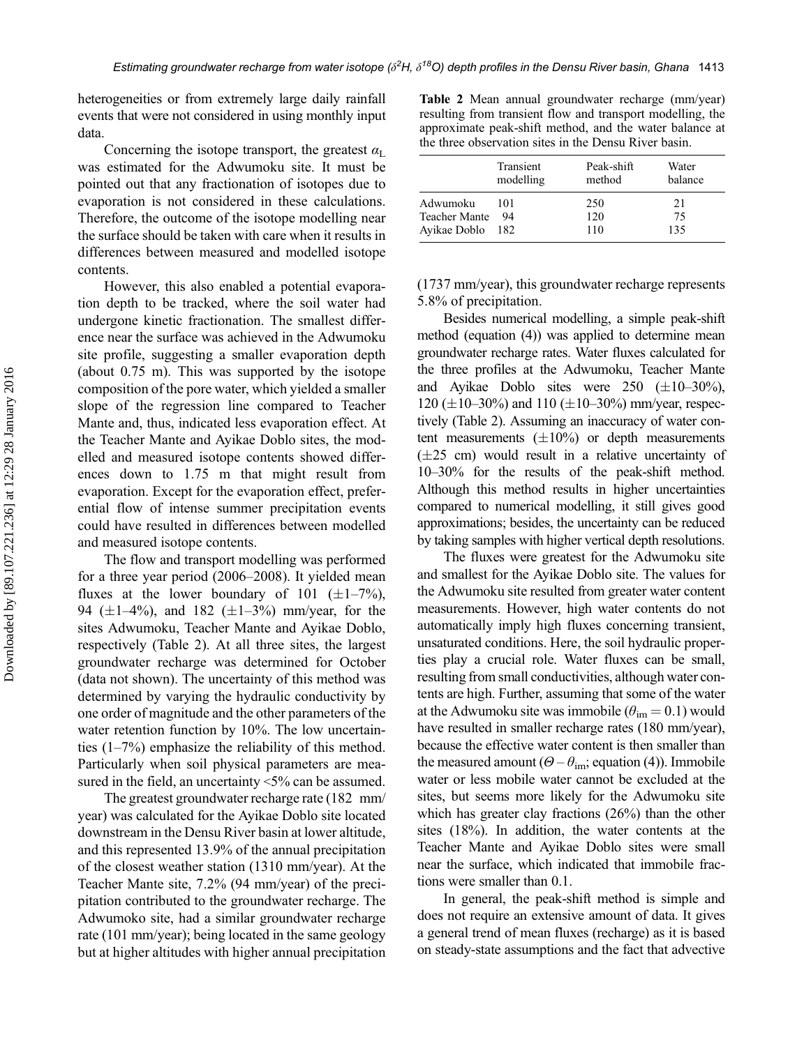heterogeneities or from extremely large daily rainfall events that were not considered in using monthly input data.

Concerning the isotope transport, the greatest $\alpha_L$ was estimated for the Adwumoku site. It must be pointed out that any fractionation of isotopes due to evaporation is not considered in these calculations. Therefore, the outcome of the isotope modelling near the surface should be taken with care when it results in differences between measured and modelled isotope contents.

However, this also enabled a potential evaporation depth to be tracked, where the soil water had undergone kinetic fractionation. The smallest difference near the surface was achieved in the Adwumoku site profile, suggesting a smaller evaporation depth (about 0.75 m). This was supported by the isotope composition of the pore water, which yielded a smaller slope of the regression line compared to Teacher Mante and, thus, indicated less evaporation effect. At the Teacher Mante and Ayikae Doblo sites, the modelled and measured isotope contents showed differences down to 1.75 m that might result from evaporation. Except for the evaporation effect, preferential flow of intense summer precipitation events could have resulted in differences between modelled and measured isotope contents.

The flow and transport modelling was performed for a three year period (2006–2008). It yielded mean fluxes at the lower boundary of 101 (±1–7%), 94 (±1–4%), and 182 (±1–3%) mm/year, for the sites Adwumoku, Teacher Mante and Ayikae Doblo, respectively (Table 2). At all three sites, the largest groundwater recharge was determined for October (data not shown). The uncertainty of this method was determined by varying the hydraulic conductivity by one order of magnitude and the other parameters of the water retention function by 10%. The low uncertainties (1–7%) emphasize the reliability of this method. Particularly when soil physical parameters are measured in the field, an uncertainty <5% can be assumed.

The greatest groundwater recharge rate (182 mm/year) was calculated for the Ayikae Doblo site located downstream in the Densu River basin at lower altitude, and this represented 13.9% of the annual precipitation of the closest weather station (1310 mm/year). At the Teacher Mante site, 7.2% (94 mm/year) of the precipitation contributed to the groundwater recharge. The Adwumoko site, had a similar groundwater recharge rate (101 mm/year); being located in the same geology but at higher altitudes with higher annual precipitation

**Table 2** Mean annual groundwater recharge (mm/year) resulting from transient flow and transport modelling, the approximate peak-shift method, and the water balance at the three observation sites in the Densu River basin.

| | Transient modelling | Peak-shift method | Water balance |
|---|---|---|---|
| Adwumoku | 101 | 250 | 21 |
| Teacher Mante | 94 | 120 | 75 |
| Ayikae Doblo | 182 | 110 | 135 |

(1737 mm/year), this groundwater recharge represents 5.8% of precipitation.

Besides numerical modelling, a simple peak-shift method (equation (4)) was applied to determine mean groundwater recharge rates. Water fluxes calculated for the three profiles at the Adwumoku, Teacher Mante and Ayikae Doblo sites were 250 (±10–30%), 120 (±10–30%) and 110 (±10–30%) mm/year, respectively (Table 2). Assuming an inaccuracy of water content measurements (±10%) or depth measurements (±25 cm) would result in a relative uncertainty of 10–30% for the results of the peak-shift method. Although this method results in higher uncertainties compared to numerical modelling, it still gives good approximations; besides, the uncertainty can be reduced by taking samples with higher vertical depth resolutions.

The fluxes were greatest for the Adwumoku site and smallest for the Ayikae Doblo site. The values for the Adwumoku site resulted from greater water content measurements. However, high water contents do not automatically imply high fluxes concerning transient, unsaturated conditions. Here, the soil hydraulic properties play a crucial role. Water fluxes can be small, resulting from small conductivities, although water contents are high. Further, assuming that some of the water at the Adwumoku site was immobile ($\theta_{im} = 0.1$) would have resulted in smaller recharge rates (180 mm/year), because the effective water content is then smaller than the measured amount ($\Theta - \theta_{im}$; equation (4)). Immobile water or less mobile water cannot be excluded at the sites, but seems more likely for the Adwumoku site which has greater clay fractions (26%) than the other sites (18%). In addition, the water contents at the Teacher Mante and Ayikae Doblo sites were small near the surface, which indicated that immobile fractions were smaller than 0.1.

In general, the peak-shift method is simple and does not require an extensive amount of data. It gives a general trend of mean fluxes (recharge) as it is based on steady-state assumptions and the fact that advective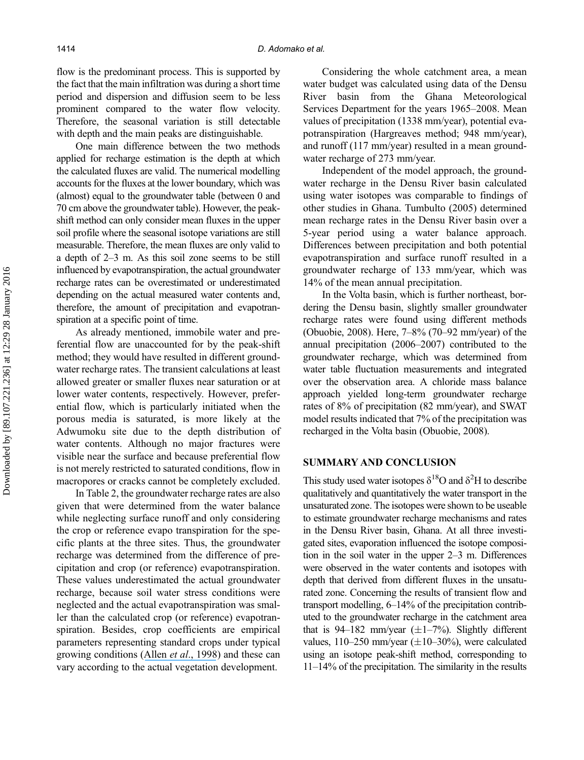flow is the predominant process. This is supported by the fact that the main infiltration was during a short time period and dispersion and diffusion seem to be less prominent compared to the water flow velocity. Therefore, the seasonal variation is still detectable with depth and the main peaks are distinguishable.

One main difference between the two methods applied for recharge estimation is the depth at which the calculated fluxes are valid. The numerical modelling accounts for the fluxes at the lower boundary, which was (almost) equal to the groundwater table (between 0 and 70 cm above the groundwater table). However, the peak-shift method can only consider mean fluxes in the upper soil profile where the seasonal isotope variations are still measurable. Therefore, the mean fluxes are only valid to a depth of 2–3 m. As this soil zone seems to be still influenced by evapotranspiration, the actual groundwater recharge rates can be overestimated or underestimated depending on the actual measured water contents and, therefore, the amount of precipitation and evapotranspiration at a specific point of time.

As already mentioned, immobile water and preferential flow are unaccounted for by the peak-shift method; they would have resulted in different groundwater recharge rates. The transient calculations at least allowed greater or smaller fluxes near saturation or at lower water contents, respectively. However, preferential flow, which is particularly initiated when the porous media is saturated, is more likely at the Adwumoku site due to the depth distribution of water contents. Although no major fractures were visible near the surface and because preferential flow is not merely restricted to saturated conditions, flow in macropores or cracks cannot be completely excluded.

In Table 2, the groundwater recharge rates are also given that were determined from the water balance while neglecting surface runoff and only considering the crop or reference evapo transpiration for the specific plants at the three sites. Thus, the groundwater recharge was determined from the difference of precipitation and crop (or reference) evapotranspiration. These values underestimated the actual groundwater recharge, because soil water stress conditions were neglected and the actual evapotranspiration was smaller than the calculated crop (or reference) evapotranspiration. Besides, crop coefficients are empirical parameters representing standard crops under typical growing conditions (Allen *et al*., 1998) and these can vary according to the actual vegetation development.

Considering the whole catchment area, a mean water budget was calculated using data of the Densu River basin from the Ghana Meteorological Services Department for the years 1965–2008. Mean values of precipitation (1338 mm/year), potential evapotranspiration (Hargreaves method; 948 mm/year), and runoff (117 mm/year) resulted in a mean groundwater recharge of 273 mm/year.

Independent of the model approach, the groundwater recharge in the Densu River basin calculated using water isotopes was comparable to findings of other studies in Ghana. Tumbulto (2005) determined mean recharge rates in the Densu River basin over a 5-year period using a water balance approach. Differences between precipitation and both potential evapotranspiration and surface runoff resulted in a groundwater recharge of 133 mm/year, which was 14% of the mean annual precipitation.

In the Volta basin, which is further northeast, bordering the Densu basin, slightly smaller groundwater recharge rates were found using different methods (Obuobie, 2008). Here, 7–8% (70–92 mm/year) of the annual precipitation (2006–2007) contributed to the groundwater recharge, which was determined from water table fluctuation measurements and integrated over the observation area. A chloride mass balance approach yielded long-term groundwater recharge rates of 8% of precipitation (82 mm/year), and SWAT model results indicated that 7% of the precipitation was recharged in the Volta basin (Obuobie, 2008).

## SUMMARY AND CONCLUSION

This study used water isotopes $\delta^{18}O$ and $\delta^{2}H$ to describe qualitatively and quantitatively the water transport in the unsaturated zone. The isotopes were shown to be useable to estimate groundwater recharge mechanisms and rates in the Densu River basin, Ghana. At all three investigated sites, evaporation influenced the isotope composition in the soil water in the upper 2–3 m. Differences were observed in the water contents and isotopes with depth that derived from different fluxes in the unsaturated zone. Concerning the results of transient flow and transport modelling, 6–14% of the precipitation contributed to the groundwater recharge in the catchment area that is 94–182 mm/year (±1–7%). Slightly different values, 110–250 mm/year (±10–30%), were calculated using an isotope peak-shift method, corresponding to 11–14% of the precipitation. The similarity in the results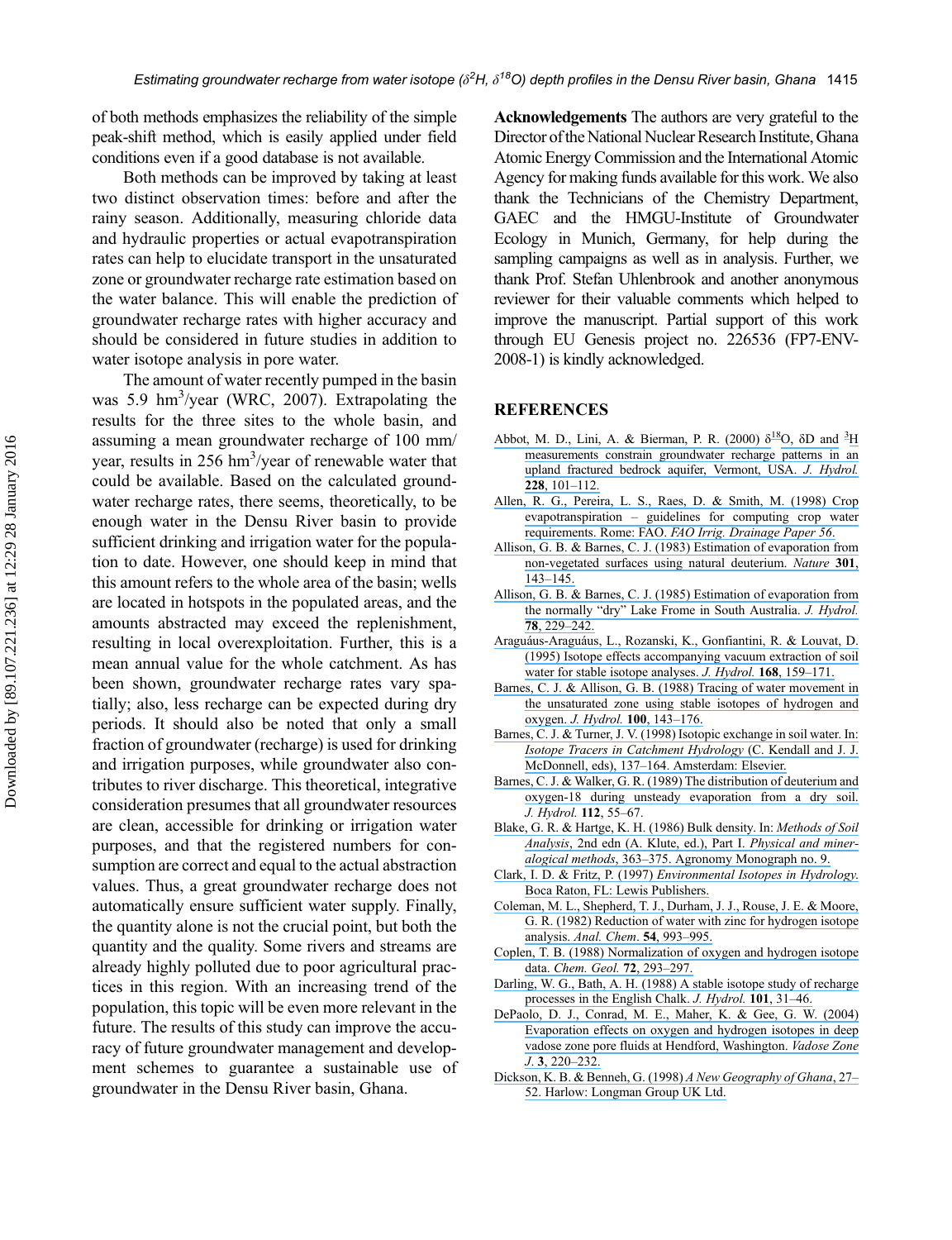of both methods emphasizes the reliability of the simple peak-shift method, which is easily applied under field conditions even if a good database is not available.

Both methods can be improved by taking at least two distinct observation times: before and after the rainy season. Additionally, measuring chloride data and hydraulic properties or actual evapotranspiration rates can help to elucidate transport in the unsaturated zone or groundwater recharge rate estimation based on the water balance. This will enable the prediction of groundwater recharge rates with higher accuracy and should be considered in future studies in addition to water isotope analysis in pore water.

The amount of water recently pumped in the basin was 5.9 $hm^3$/year (WRC, 2007). Extrapolating the results for the three sites to the whole basin, and assuming a mean groundwater recharge of 100 mm/year, results in 256 $hm^3$/year of renewable water that could be available. Based on the calculated groundwater recharge rates, there seems, theoretically, to be enough water in the Densu River basin to provide sufficient drinking and irrigation water for the population to date. However, one should keep in mind that this amount refers to the whole area of the basin; wells are located in hotspots in the populated areas, and the amounts abstracted may exceed the replenishment, resulting in local overexploitation. Further, this is a mean annual value for the whole catchment. As has been shown, groundwater recharge rates vary spatially; also, less recharge can be expected during dry periods. It should also be noted that only a small fraction of groundwater (recharge) is used for drinking and irrigation purposes, while groundwater also contributes to river discharge. This theoretical, integrative consideration presumes that all groundwater resources are clean, accessible for drinking or irrigation water purposes, and that the registered numbers for consumption are correct and equal to the actual abstraction values. Thus, a great groundwater recharge does not automatically ensure sufficient water supply. Finally, the quantity alone is not the crucial point, but both the quantity and the quality. Some rivers and streams are already highly polluted due to poor agricultural practices in this region. With an increasing trend of the population, this topic will be even more relevant in the future. The results of this study can improve the accuracy of future groundwater management and development schemes to guarantee a sustainable use of groundwater in the Densu River basin, Ghana.

**Acknowledgements** The authors are very grateful to the Director of the National Nuclear Research Institute, Ghana Atomic Energy Commission and the International Atomic Agency for making funds available for this work. We also thank the Technicians of the Chemistry Department, GAEC and the HMGU-Institute of Groundwater Ecology in Munich, Germany, for help during the sampling campaigns as well as in analysis. Further, we thank Prof. Stefan Uhlenbrook and another anonymous reviewer for their valuable comments which helped to improve the manuscript. Partial support of this work through EU Genesis project no. 226536 (FP7-ENV-2008-1) is kindly acknowledged.

## REFERENCES

Abbot, M. D., Lini, A. & Bierman, P. R. (2000) $\delta^{18}$O, δD and $^3$H measurements constrain groundwater recharge patterns in an upland fractured bedrock aquifer, Vermont, USA. *J. Hydrol.* **228**, 101–112.

Allen, R. G., Pereira, L. S., Raes, D. & Smith, M. (1998) Crop evapotranspiration – guidelines for computing crop water requirements. Rome: FAO. *FAO Irrig. Drainage Paper 56*.

Allison, G. B. & Barnes, C. J. (1983) Estimation of evaporation from non-vegetated surfaces using natural deuterium. *Nature* **301**, 143–145.

Allison, G. B. & Barnes, C. J. (1985) Estimation of evaporation from the normally "dry" Lake Frome in South Australia. *J. Hydrol.* **78**, 229–242.

Araguás-Araguás, L., Rozanski, K., Gonfiantini, R. & Louvat, D. (1995) Isotope effects accompanying vacuum extraction of soil water for stable isotope analyses. *J. Hydrol.* **168**, 159–171.

Barnes, C. J. & Allison, G. B. (1988) Tracing of water movement in the unsaturated zone using stable isotopes of hydrogen and oxygen. *J. Hydrol.* **100**, 143–176.

Barnes, C. J. & Turner, J. V. (1998) Isotopic exchange in soil water. In: *Isotope Tracers in Catchment Hydrology* (C. Kendall and J. J. McDonnell, eds), 137–164. Amsterdam: Elsevier.

Barnes, C. J. & Walker, G. R. (1989) The distribution of deuterium and oxygen-18 during unsteady evaporation from a dry soil. *J. Hydrol.* **112**, 55–67.

Blake, G. R. & Hartge, K. H. (1986) Bulk density. In: *Methods of Soil Analysis*, 2nd edn (A. Klute, ed.), Part I. *Physical and mineralogical methods*, 363–375. Agronomy Monograph no. 9.

Clark, I. D. & Fritz, P. (1997) *Environmental Isotopes in Hydrology*. Boca Raton, FL: Lewis Publishers.

Coleman, M. L., Shepherd, T. J., Durham, J. J., Rouse, J. E. & Moore, G. R. (1982) Reduction of water with zinc for hydrogen isotope analysis. *Anal. Chem*. **54**, 993–995.

Coplen, T. B. (1988) Normalization of oxygen and hydrogen isotope data. *Chem. Geol.* **72**, 293–297.

Darling, W. G., Bath, A. H. (1988) A stable isotope study of recharge processes in the English Chalk. *J. Hydrol.* **101**, 31–46.

DePaolo, D. J., Conrad, M. E., Maher, K. & Gee, G. W. (2004) Evaporation effects on oxygen and hydrogen isotopes in deep vadose zone pore fluids at Hendford, Washington. *Vadose Zone J*. **3**, 220–232.

Dickson, K. B. & Benneh, G. (1998) *A New Geography of Ghana*, 27–52. Harlow: Longman Group UK Ltd.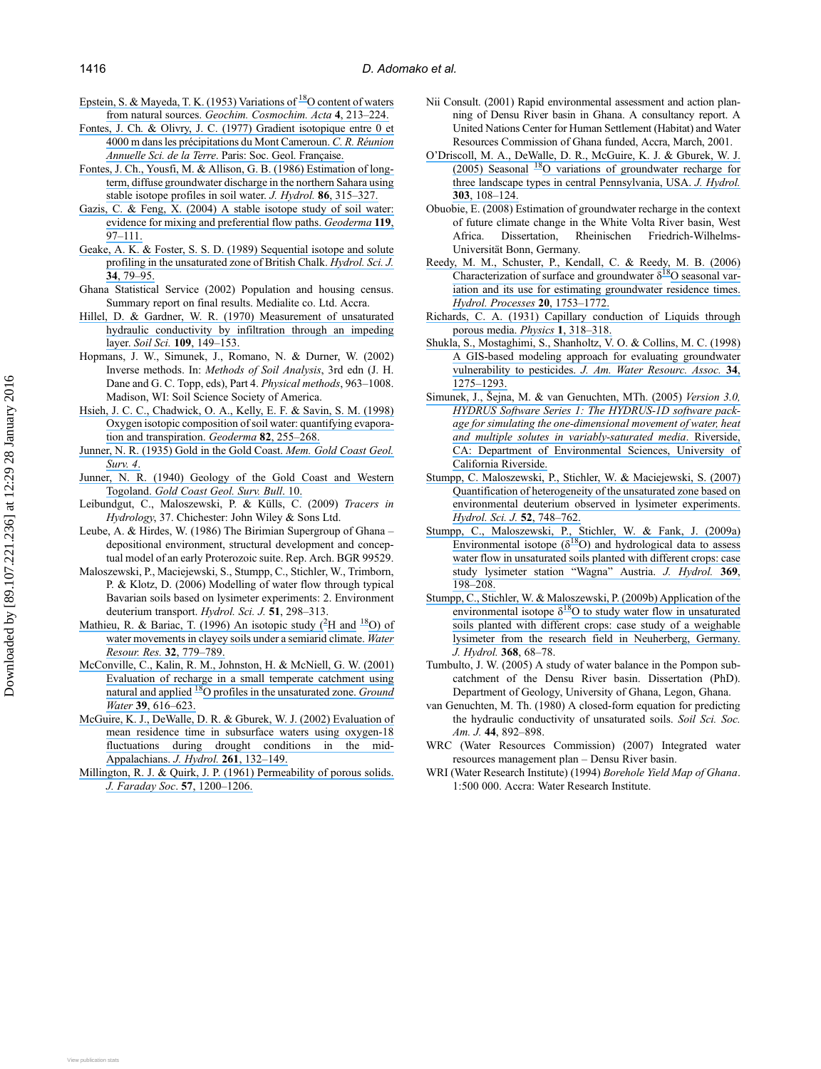Epstein, S. & Mayeda, T. K. (1953) Variations of $^{18}$O content of waters from natural sources. *Geochim. Cosmochim. Acta* **4**, 213–224.

Fontes, J. Ch. & Olivry, J. C. (1977) Gradient isotopique entre 0 et 4000 m dans les précipitations du Mont Cameroun. *C. R. Réunion Annuelle Sci. de la Terre*. Paris: Soc. Geol. Française.

Fontes, J. Ch., Yousfi, M. & Allison, G. B. (1986) Estimation of long-term, diffuse groundwater discharge in the northern Sahara using stable isotope profiles in soil water. *J. Hydrol.* **86**, 315–327.

Gazis, C. & Feng, X. (2004) A stable isotope study of soil water: evidence for mixing and preferential flow paths. *Geoderma* **119**, 97–111.

Geake, A. K. & Foster, S. S. D. (1989) Sequential isotope and solute profiling in the unsaturated zone of British Chalk. *Hydrol. Sci. J.* **34**, 79–95.

Ghana Statistical Service (2002) Population and housing census. Summary report on final results. Medialite co. Ltd. Accra.

Hillel, D. & Gardner, W. R. (1970) Measurement of unsaturated hydraulic conductivity by infiltration through an impeding layer. *Soil Sci.* **109**, 149–153.

Hopmans, J. W., Simunek, J., Romano, N. & Durner, W. (2002) Inverse methods. In: *Methods of Soil Analysis*, 3rd edn (J. H. Dane and G. C. Topp, eds), Part 4. *Physical methods*, 963–1008. Madison, WI: Soil Science Society of America.

Hsieh, J. C. C., Chadwick, O. A., Kelly, E. F. & Savin, S. M. (1998) Oxygen isotopic composition of soil water: quantifying evaporation and transpiration. *Geoderma* **82**, 255–268.

Junner, N. R. (1935) Gold in the Gold Coast. *Mem. Gold Coast Geol. Surv. 4*.

Junner, N. R. (1940) Geology of the Gold Coast and Western Togoland. *Gold Coast Geol. Surv. Bull*. 10.

Leibundgut, C., Maloszewski, P. & Külls, C. (2009) *Tracers in Hydrology*, 37. Chichester: John Wiley & Sons Ltd.

Leube, A. & Hirdes, W. (1986) The Birimian Supergroup of Ghana – depositional environment, structural development and conceptual model of an early Proterozoic suite. Rep. Arch. BGR 99529.

Maloszewski, P., Maciejewski, S., Stumpp, C., Stichler, W., Trimborn, P. & Klotz, D. (2006) Modelling of water flow through typical Bavarian soils based on lysimeter experiments: 2. Environment deuterium transport. *Hydrol. Sci. J.* **51**, 298–313.

Mathieu, R. & Bariac, T. (1996) An isotopic study ($^{2}$H and $^{18}$O) of water movements in clayey soils under a semiarid climate. *Water Resour. Res.* **32**, 779–789.

McConville, C., Kalin, R. M., Johnston, H. & McNiell, G. W. (2001) Evaluation of recharge in a small temperate catchment using natural and applied $^{18}$O profiles in the unsaturated zone. *Ground Water* **39**, 616–623.

McGuire, K. J., DeWalle, D. R. & Gburek, W. J. (2002) Evaluation of mean residence time in subsurface waters using oxygen-18 fluctuations during drought conditions in the mid-Appalachians. *J. Hydrol.* **261**, 132–149.

Millington, R. J. & Quirk, J. P. (1961) Permeability of porous solids. *J. Faraday Soc*. **57**, 1200–1206.

Nii Consult. (2001) Rapid environmental assessment and action planning of Densu River basin in Ghana. A consultancy report. A United Nations Center for Human Settlement (Habitat) and Water Resources Commission of Ghana funded, Accra, March, 2001.

O'Driscoll, M. A., DeWalle, D. R., McGuire, K. J. & Gburek, W. J. (2005) Seasonal $^{18}$O variations of groundwater recharge for three landscape types in central Pennsylvania, USA. *J. Hydrol.* **303**, 108–124.

Obuobie, E. (2008) Estimation of groundwater recharge in the context of future climate change in the White Volta River basin, West Africa. Dissertation, Rheinischen Friedrich-Wilhelms-Universität Bonn, Germany.

Reedy, M. M., Schuster, P., Kendall, C. & Reedy, M. B. (2006) Characterization of surface and groundwater $\delta^{18}$O seasonal variation and its use for estimating groundwater residence times. *Hydrol. Processes* **20**, 1753–1772.

Richards, C. A. (1931) Capillary conduction of Liquids through porous media. *Physics* **1**, 318–318.

Shukla, S., Mostaghimi, S., Shanholtz, V. O. & Collins, M. C. (1998) A GIS-based modeling approach for evaluating groundwater vulnerability to pesticides. *J. Am. Water Resourc. Assoc.* **34**, 1275–1293.

Simunek, J., Šejna, M. & van Genuchten, MTh. (2005) *Version 3.0, HYDRUS Software Series 1: The HYDRUS-1D software package for simulating the one-dimensional movement of water, heat and multiple solutes in variably-saturated media*. Riverside, CA: Department of Environmental Sciences, University of California Riverside.

Stumpp, C. Maloszewski, P., Stichler, W. & Maciejewski, S. (2007) Quantification of heterogeneity of the unsaturated zone based on environmental deuterium observed in lysimeter experiments. *Hydrol. Sci. J.* **52**, 748–762.

Stumpp, C., Maloszewski, P., Stichler, W. & Fank, J. (2009a) Environmental isotope ($\delta^{18}$O) and hydrological data to assess water flow in unsaturated soils planted with different crops: case study lysimeter station "Wagna" Austria. *J. Hydrol.* **369**, 198–208.

Stumpp, C., Stichler, W. & Maloszewski, P. (2009b) Application of the environmental isotope $\delta^{18}$O to study water flow in unsaturated soils planted with different crops: case study of a weighable lysimeter from the research field in Neuherberg, Germany. *J. Hydrol.* **368**, 68–78.

Tumbulto, J. W. (2005) A study of water balance in the Pompon subcatchment of the Densu River basin. Dissertation (PhD). Department of Geology, University of Ghana, Legon, Ghana.

van Genuchten, M. Th. (1980) A closed-form equation for predicting the hydraulic conductivity of unsaturated soils. *Soil Sci. Soc. Am. J.* **44**, 892–898.

WRC (Water Resources Commission) (2007) Integrated water resources management plan – Densu River basin.

WRI (Water Research Institute) (1994) *Borehole Yield Map of Ghana*. 1:500 000. Accra: Water Research Institute.